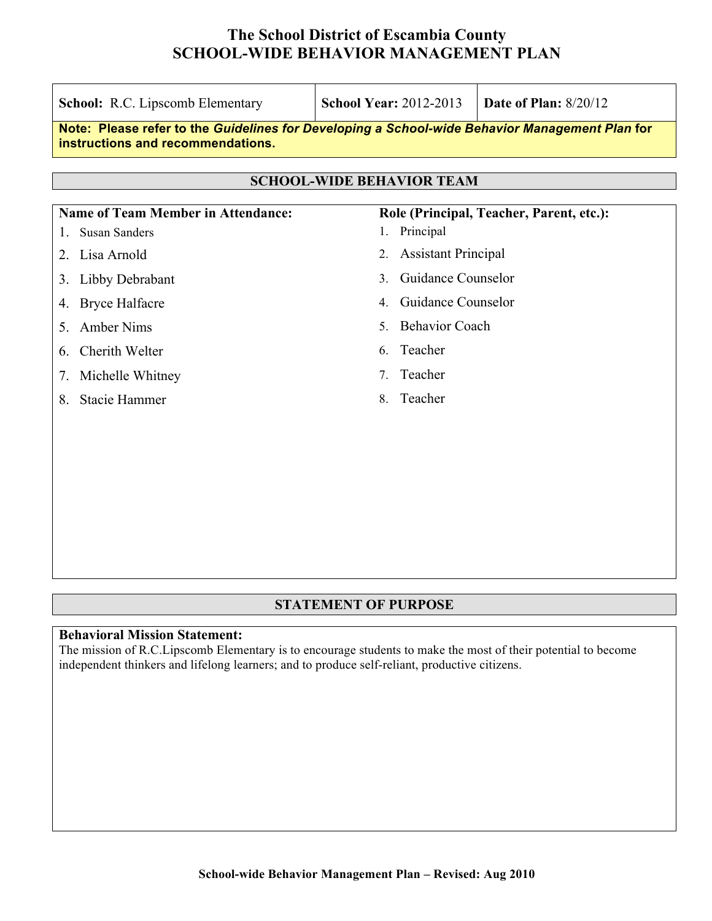# The School District of Escambia County
# SCHOOL-WIDE BEHAVIOR MANAGEMENT PLAN

| **School:** R.C. Lipscomb Elementary | **School Year:** 2012-2013 | **Date of Plan:** 8/20/12 |
|---|---|---|

**Note: Please refer to the *Guidelines for Developing a School-wide Behavior Management Plan* for instructions and recommendations.**

## SCHOOL-WIDE BEHAVIOR TEAM

| Name of Team Member in Attendance: | Role (Principal, Teacher, Parent, etc.): |
|---|---|
| 1. Susan Sanders | 1. Principal |
| 2. Lisa Arnold | 2. Assistant Principal |
| 3. Libby Debrabant | 3. Guidance Counselor |
| 4. Bryce Halfacre | 4. Guidance Counselor |
| 5. Amber Nims | 5. Behavior Coach |
| 6. Cherith Welter | 6. Teacher |
| 7. Michelle Whitney | 7. Teacher |
| 8. Stacie Hammer | 8. Teacher |

## STATEMENT OF PURPOSE

**Behavioral Mission Statement:**

The mission of R.C.Lipscomb Elementary is to encourage students to make the most of their potential to become independent thinkers and lifelong learners; and to produce self-reliant, productive citizens.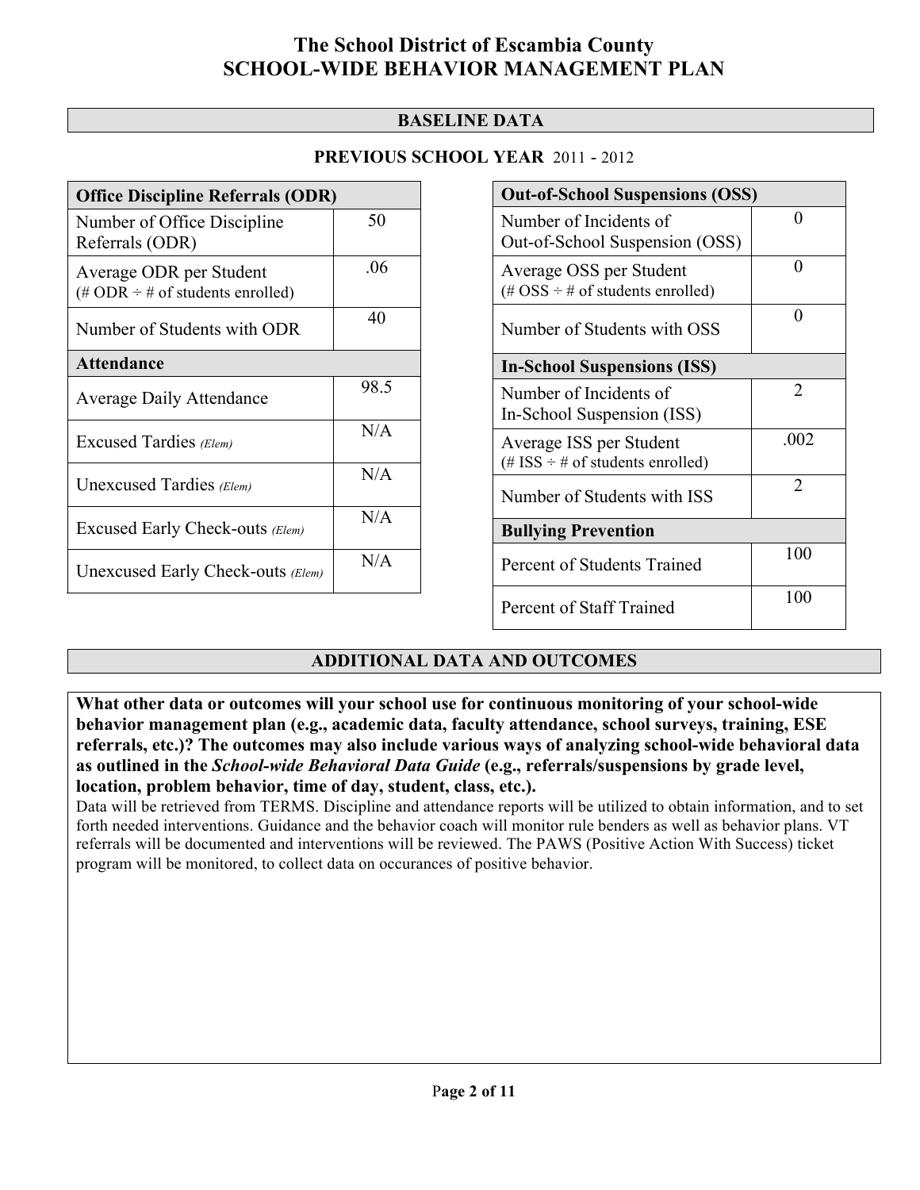# The School District of Escambia County
# SCHOOL-WIDE BEHAVIOR MANAGEMENT PLAN

## BASELINE DATA

### PREVIOUS SCHOOL YEAR 2011 - 2012

| Office Discipline Referrals (ODR) | |
|---|---|
| Number of Office Discipline Referrals (ODR) | 50 |
| Average ODR per Student (# ODR ÷ # of students enrolled) | .06 |
| Number of Students with ODR | 40 |
| **Attendance** | |
| Average Daily Attendance | 98.5 |
| Excused Tardies *(Elem)* | N/A |
| Unexcused Tardies *(Elem)* | N/A |
| Excused Early Check-outs *(Elem)* | N/A |
| Unexcused Early Check-outs *(Elem)* | N/A |

| Out-of-School Suspensions (OSS) | |
|---|---|
| Number of Incidents of Out-of-School Suspension (OSS) | 0 |
| Average OSS per Student (# OSS ÷ # of students enrolled) | 0 |
| Number of Students with OSS | 0 |
| **In-School Suspensions (ISS)** | |
| Number of Incidents of In-School Suspension (ISS) | 2 |
| Average ISS per Student (# ISS ÷ # of students enrolled) | .002 |
| Number of Students with ISS | 2 |
| **Bullying Prevention** | |
| Percent of Students Trained | 100 |
| Percent of Staff Trained | 100 |

## ADDITIONAL DATA AND OUTCOMES

**What other data or outcomes will your school use for continuous monitoring of your school-wide behavior management plan (e.g., academic data, faculty attendance, school surveys, training, ESE referrals, etc.)? The outcomes may also include various ways of analyzing school-wide behavioral data as outlined in the *School-wide Behavioral Data Guide* (e.g., referrals/suspensions by grade level, location, problem behavior, time of day, student, class, etc.).**

Data will be retrieved from TERMS. Discipline and attendance reports will be utilized to obtain information, and to set forth needed interventions. Guidance and the behavior coach will monitor rule benders as well as behavior plans. VT referrals will be documented and interventions will be reviewed. The PAWS (Positive Action With Success) ticket program will be monitored, to collect data on occurances of positive behavior.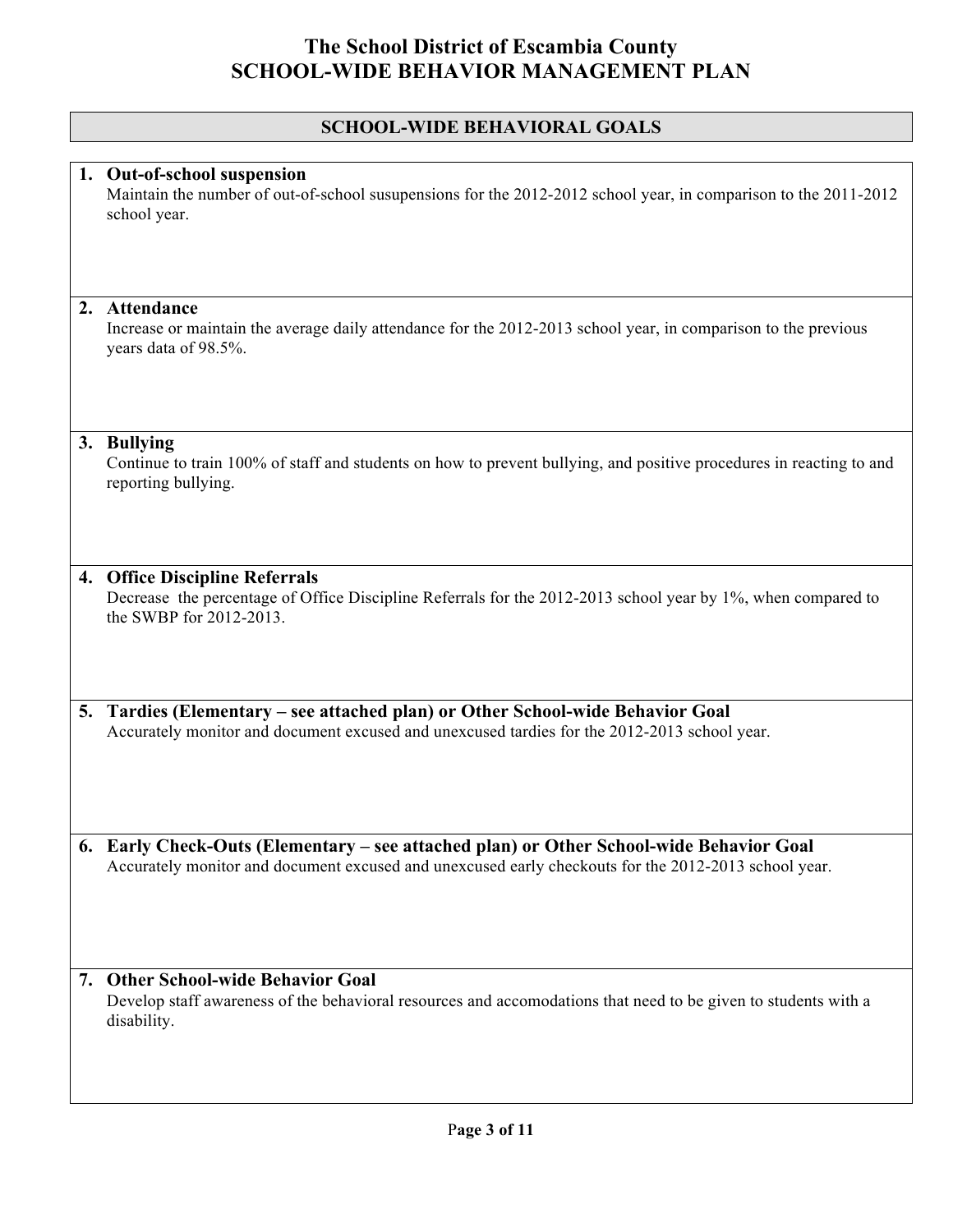# The School District of Escambia County
# SCHOOL-WIDE BEHAVIOR MANAGEMENT PLAN

## SCHOOL-WIDE BEHAVIORAL GOALS

1. **Out-of-school suspension**
   Maintain the number of out-of-school susupensions for the 2012-2012 school year, in comparison to the 2011-2012 school year.

2. **Attendance**
   Increase or maintain the average daily attendance for the 2012-2013 school year, in comparison to the previous years data of 98.5%.

3. **Bullying**
   Continue to train 100% of staff and students on how to prevent bullying, and positive procedures in reacting to and reporting bullying.

4. **Office Discipline Referrals**
   Decrease the percentage of Office Discipline Referrals for the 2012-2013 school year by 1%, when compared to the SWBP for 2012-2013.

5. **Tardies (Elementary – see attached plan) or Other School-wide Behavior Goal**
   Accurately monitor and document excused and unexcused tardies for the 2012-2013 school year.

6. **Early Check-Outs (Elementary – see attached plan) or Other School-wide Behavior Goal**
   Accurately monitor and document excused and unexcused early checkouts for the 2012-2013 school year.

7. **Other School-wide Behavior Goal**
   Develop staff awareness of the behavioral resources and accomodations that need to be given to students with a disability.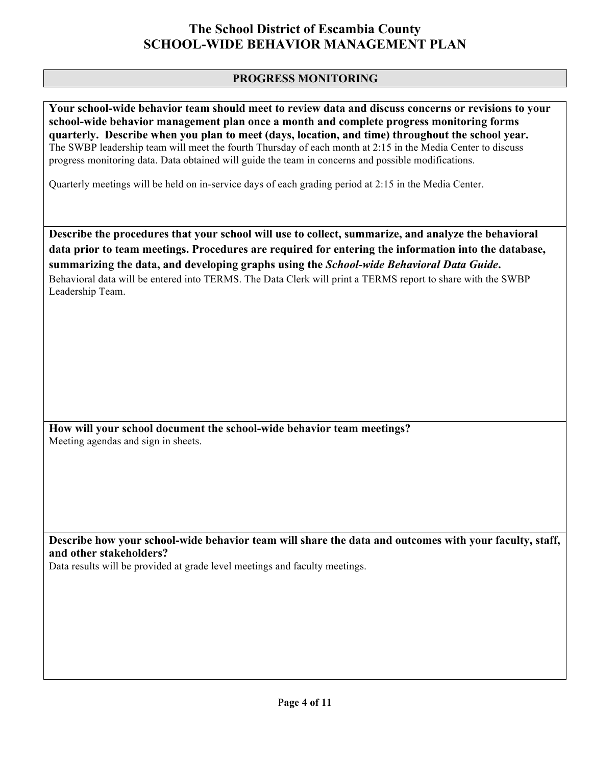# The School District of Escambia County
# SCHOOL-WIDE BEHAVIOR MANAGEMENT PLAN

## PROGRESS MONITORING

**Your school-wide behavior team should meet to review data and discuss concerns or revisions to your school-wide behavior management plan once a month and complete progress monitoring forms quarterly. Describe when you plan to meet (days, location, and time) throughout the school year.**

The SWBP leadership team will meet the fourth Thursday of each month at 2:15 in the Media Center to discuss progress monitoring data. Data obtained will guide the team in concerns and possible modifications.

Quarterly meetings will be held on in-service days of each grading period at 2:15 in the Media Center.

**Describe the procedures that your school will use to collect, summarize, and analyze the behavioral data prior to team meetings. Procedures are required for entering the information into the database, summarizing the data, and developing graphs using the *School-wide Behavioral Data Guide*.**

Behavioral data will be entered into TERMS. The Data Clerk will print a TERMS report to share with the SWBP Leadership Team.

**How will your school document the school-wide behavior team meetings?**

Meeting agendas and sign in sheets.

**Describe how your school-wide behavior team will share the data and outcomes with your faculty, staff, and other stakeholders?**

Data results will be provided at grade level meetings and faculty meetings.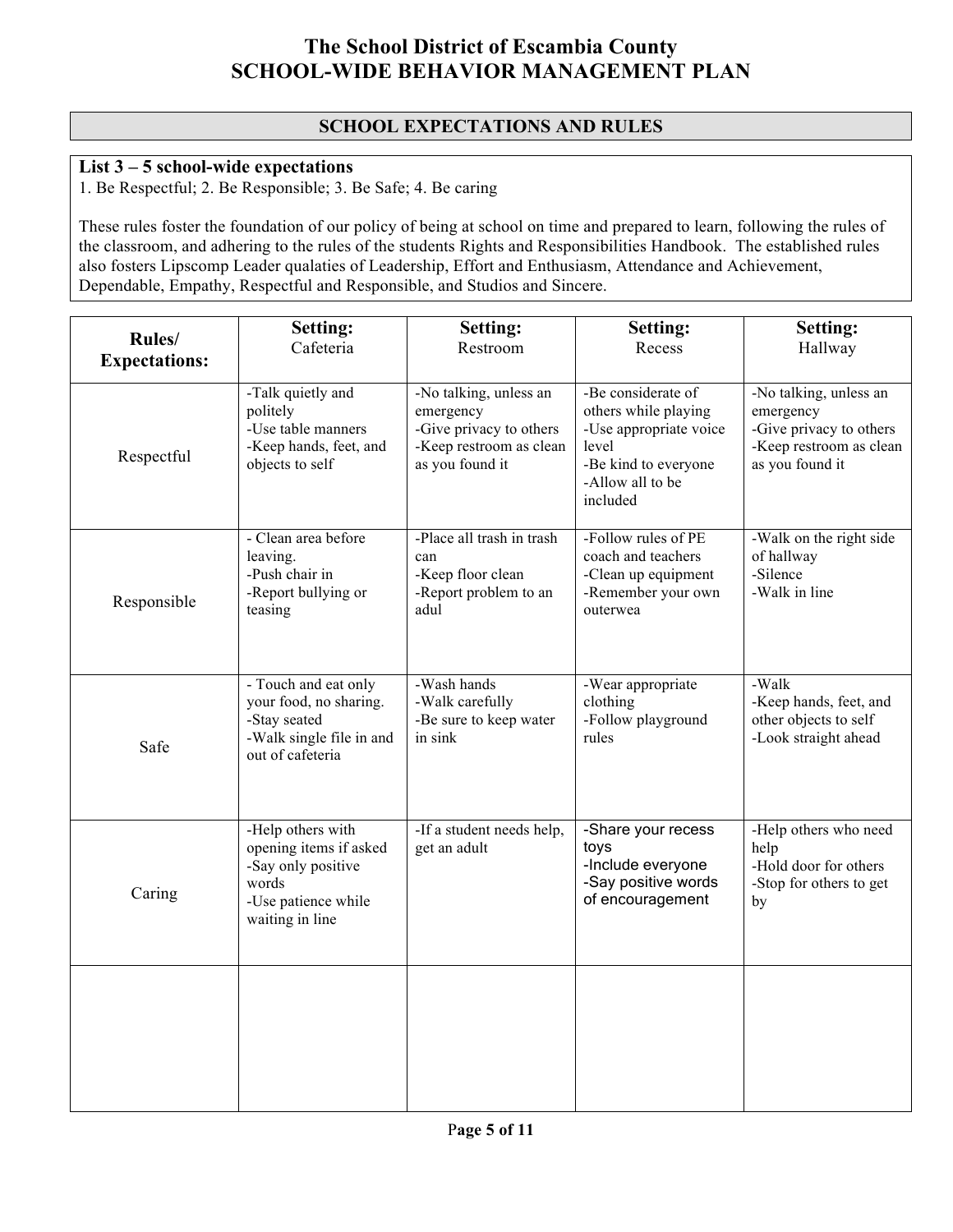# The School District of Escambia County
# SCHOOL-WIDE BEHAVIOR MANAGEMENT PLAN

## SCHOOL EXPECTATIONS AND RULES

**List 3 – 5 school-wide expectations**

1. Be Respectful; 2. Be Responsible; 3. Be Safe; 4. Be caring

These rules foster the foundation of our policy of being at school on time and prepared to learn, following the rules of the classroom, and adhering to the rules of the students Rights and Responsibilities Handbook. The established rules also fosters Lipscomp Leader qualaties of Leadership, Effort and Enthusiasm, Attendance and Achievement, Dependable, Empathy, Respectful and Responsible, and Studios and Sincere.

| Rules/ Expectations: | Setting: Cafeteria | Setting: Restroom | Setting: Recess | Setting: Hallway |
|---|---|---|---|---|
| Respectful | -Talk quietly and politely<br>-Use table manners<br>-Keep hands, feet, and objects to self | -No talking, unless an emergency<br>-Give privacy to others<br>-Keep restroom as clean as you found it | -Be considerate of others while playing<br>-Use appropriate voice level<br>-Be kind to everyone<br>-Allow all to be included | -No talking, unless an emergency<br>-Give privacy to others<br>-Keep restroom as clean as you found it |
| Responsible | - Clean area before leaving.<br>-Push chair in<br>-Report bullying or teasing | -Place all trash in trash can<br>-Keep floor clean<br>-Report problem to an adul | -Follow rules of PE coach and teachers<br>-Clean up equipment<br>-Remember your own outerwea | -Walk on the right side of hallway<br>-Silence<br>-Walk in line |
| Safe | - Touch and eat only your food, no sharing.<br>-Stay seated<br>-Walk single file in and out of cafeteria | -Wash hands<br>-Walk carefully<br>-Be sure to keep water in sink | -Wear appropriate clothing<br>-Follow playground rules | -Walk<br>-Keep hands, feet, and other objects to self<br>-Look straight ahead |
| Caring | -Help others with opening items if asked<br>-Say only positive words<br>-Use patience while waiting in line | -If a student needs help, get an adult | -Share your recess toys<br>-Include everyone<br>-Say positive words of encouragement | -Help others who need help<br>-Hold door for others<br>-Stop for others to get by |
| | | | | |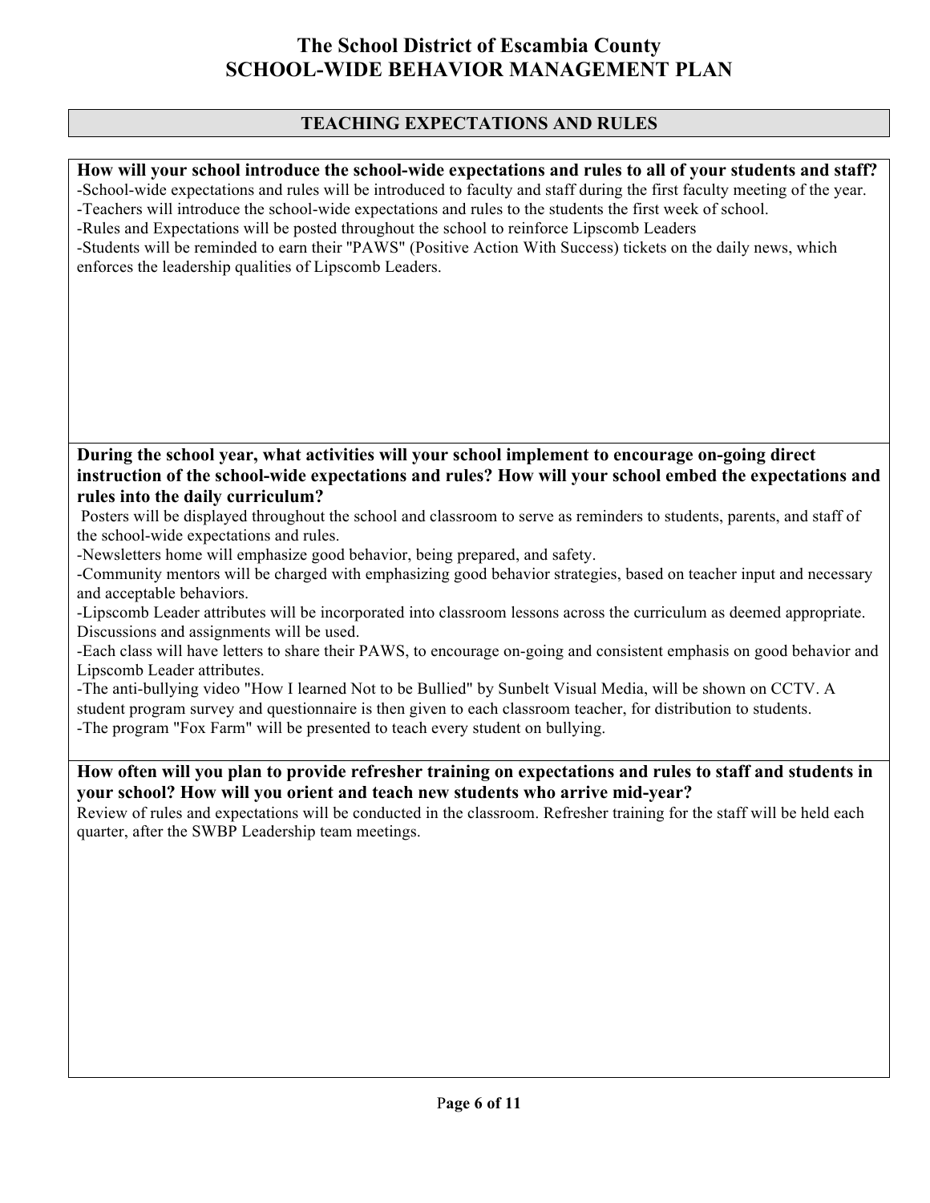# The School District of Escambia County
# SCHOOL-WIDE BEHAVIOR MANAGEMENT PLAN

## TEACHING EXPECTATIONS AND RULES

**How will your school introduce the school-wide expectations and rules to all of your students and staff?**

-School-wide expectations and rules will be introduced to faculty and staff during the first faculty meeting of the year.
-Teachers will introduce the school-wide expectations and rules to the students the first week of school.
-Rules and Expectations will be posted throughout the school to reinforce Lipscomb Leaders
-Students will be reminded to earn their "PAWS" (Positive Action With Success) tickets on the daily news, which enforces the leadership qualities of Lipscomb Leaders.

**During the school year, what activities will your school implement to encourage on-going direct instruction of the school-wide expectations and rules? How will your school embed the expectations and rules into the daily curriculum?**

Posters will be displayed throughout the school and classroom to serve as reminders to students, parents, and staff of the school-wide expectations and rules.
-Newsletters home will emphasize good behavior, being prepared, and safety.
-Community mentors will be charged with emphasizing good behavior strategies, based on teacher input and necessary and acceptable behaviors.
-Lipscomb Leader attributes will be incorporated into classroom lessons across the curriculum as deemed appropriate. Discussions and assignments will be used.
-Each class will have letters to share their PAWS, to encourage on-going and consistent emphasis on good behavior and Lipscomb Leader attributes.
-The anti-bullying video "How I learned Not to be Bullied" by Sunbelt Visual Media, will be shown on CCTV. A student program survey and questionnaire is then given to each classroom teacher, for distribution to students.
-The program "Fox Farm" will be presented to teach every student on bullying.

**How often will you plan to provide refresher training on expectations and rules to staff and students in your school? How will you orient and teach new students who arrive mid-year?**

Review of rules and expectations will be conducted in the classroom. Refresher training for the staff will be held each quarter, after the SWBP Leadership team meetings.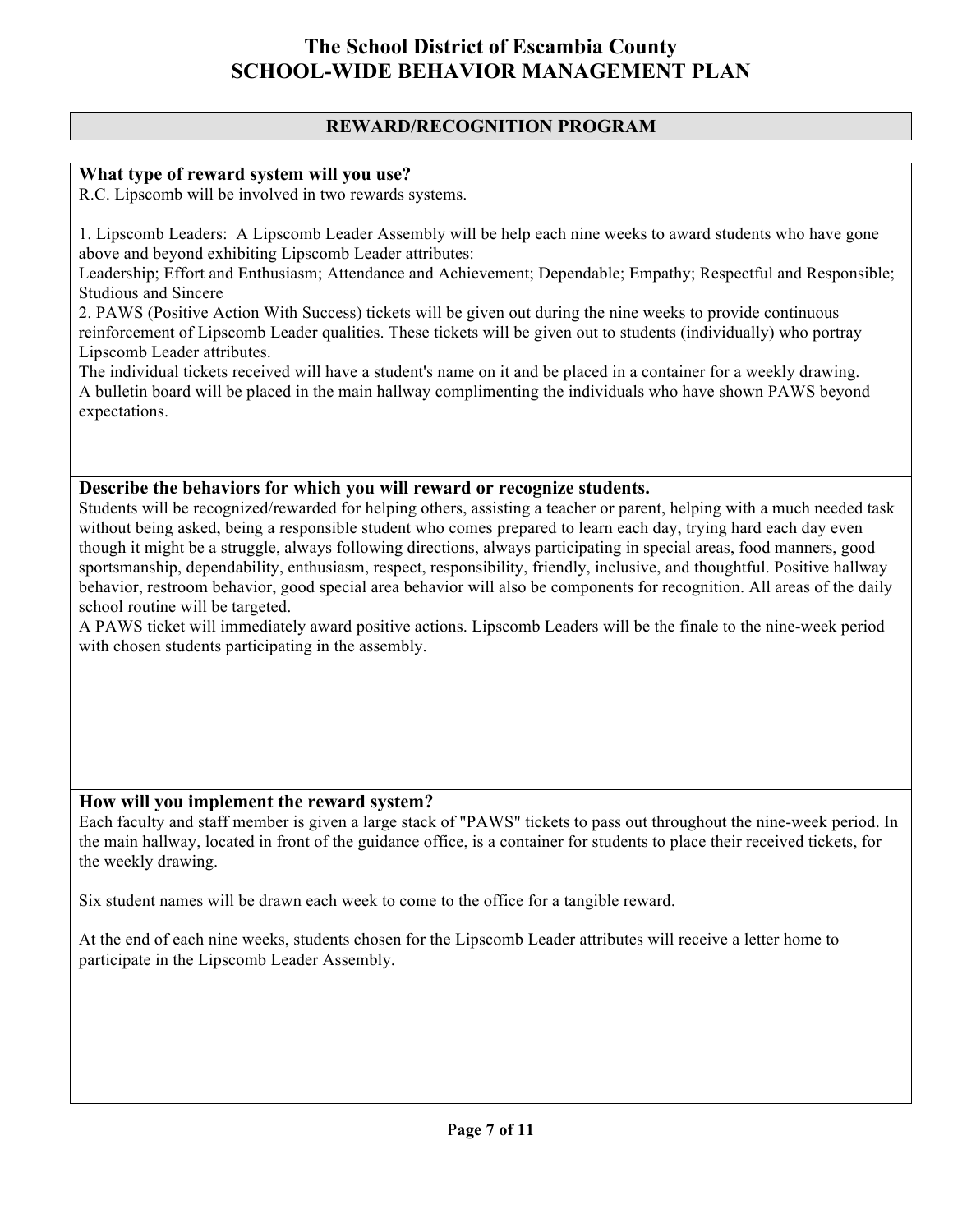# The School District of Escambia County
# SCHOOL-WIDE BEHAVIOR MANAGEMENT PLAN

## REWARD/RECOGNITION PROGRAM

### What type of reward system will you use?

R.C. Lipscomb will be involved in two rewards systems.

1. Lipscomb Leaders: A Lipscomb Leader Assembly will be help each nine weeks to award students who have gone above and beyond exhibiting Lipscomb Leader attributes:
Leadership; Effort and Enthusiasm; Attendance and Achievement; Dependable; Empathy; Respectful and Responsible; Studious and Sincere
2. PAWS (Positive Action With Success) tickets will be given out during the nine weeks to provide continuous reinforcement of Lipscomb Leader qualities. These tickets will be given out to students (individually) who portray Lipscomb Leader attributes.
The individual tickets received will have a student's name on it and be placed in a container for a weekly drawing.
A bulletin board will be placed in the main hallway complimenting the individuals who have shown PAWS beyond expectations.

### Describe the behaviors for which you will reward or recognize students.

Students will be recognized/rewarded for helping others, assisting a teacher or parent, helping with a much needed task without being asked, being a responsible student who comes prepared to learn each day, trying hard each day even though it might be a struggle, always following directions, always participating in special areas, food manners, good sportsmanship, dependability, enthusiasm, respect, responsibility, friendly, inclusive, and thoughtful. Positive hallway behavior, restroom behavior, good special area behavior will also be components for recognition. All areas of the daily school routine will be targeted.
A PAWS ticket will immediately award positive actions. Lipscomb Leaders will be the finale to the nine-week period with chosen students participating in the assembly.

### How will you implement the reward system?

Each faculty and staff member is given a large stack of "PAWS" tickets to pass out throughout the nine-week period. In the main hallway, located in front of the guidance office, is a container for students to place their received tickets, for the weekly drawing.

Six student names will be drawn each week to come to the office for a tangible reward.

At the end of each nine weeks, students chosen for the Lipscomb Leader attributes will receive a letter home to participate in the Lipscomb Leader Assembly.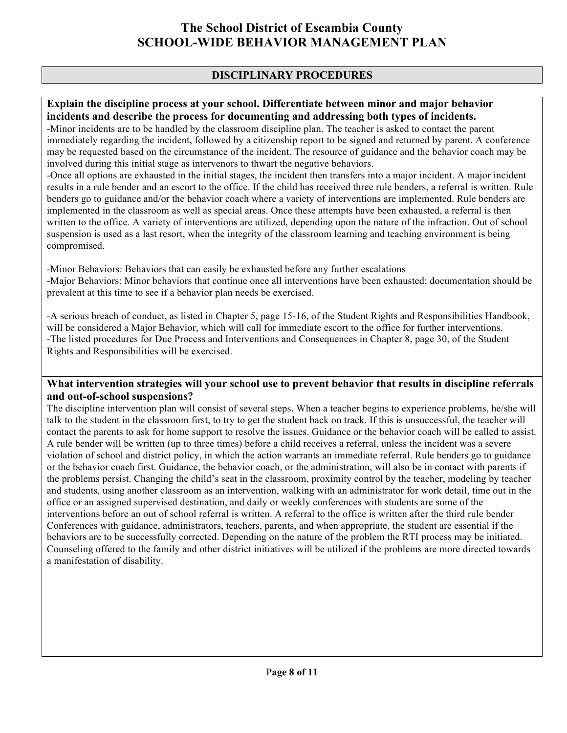# The School District of Escambia County
# SCHOOL-WIDE BEHAVIOR MANAGEMENT PLAN

## DISCIPLINARY PROCEDURES

**Explain the discipline process at your school. Differentiate between minor and major behavior incidents and describe the process for documenting and addressing both types of incidents.**

-Minor incidents are to be handled by the classroom discipline plan. The teacher is asked to contact the parent immediately regarding the incident, followed by a citizenship report to be signed and returned by parent. A conference may be requested based on the circumstance of the incident. The resource of guidance and the behavior coach may be involved during this initial stage as intervenors to thwart the negative behaviors.

-Once all options are exhausted in the initial stages, the incident then transfers into a major incident. A major incident results in a rule bender and an escort to the office. If the child has received three rule benders, a referral is written. Rule benders go to guidance and/or the behavior coach where a variety of interventions are implemented. Rule benders are implemented in the classroom as well as special areas. Once these attempts have been exhausted, a referral is then written to the office. A variety of interventions are utilized, depending upon the nature of the infraction. Out of school suspension is used as a last resort, when the integrity of the classroom learning and teaching environment is being compromised.

-Minor Behaviors: Behaviors that can easily be exhausted before any further escalations

-Major Behaviors: Minor behaviors that continue once all interventions have been exhausted; documentation should be prevalent at this time to see if a behavior plan needs be exercised.

-A serious breach of conduct, as listed in Chapter 5, page 15-16, of the Student Rights and Responsibilities Handbook, will be considered a Major Behavior, which will call for immediate escort to the office for further interventions.

-The listed procedures for Due Process and Interventions and Consequences in Chapter 8, page 30, of the Student Rights and Responsibilities will be exercised.

**What intervention strategies will your school use to prevent behavior that results in discipline referrals and out-of-school suspensions?**

The discipline intervention plan will consist of several steps. When a teacher begins to experience problems, he/she will talk to the student in the classroom first, to try to get the student back on track. If this is unsuccessful, the teacher will contact the parents to ask for home support to resolve the issues. Guidance or the behavior coach will be called to assist. A rule bender will be written (up to three times) before a child receives a referral, unless the incident was a severe violation of school and district policy, in which the action warrants an immediate referral. Rule benders go to guidance or the behavior coach first. Guidance, the behavior coach, or the administration, will also be in contact with parents if the problems persist. Changing the child's seat in the classroom, proximity control by the teacher, modeling by teacher and students, using another classroom as an intervention, walking with an administrator for work detail, time out in the office or an assigned supervised destination, and daily or weekly conferences with students are some of the interventions before an out of school referral is written. A referral to the office is written after the third rule bender Conferences with guidance, administrators, teachers, parents, and when appropriate, the student are essential if the behaviors are to be successfully corrected. Depending on the nature of the problem the RTI process may be initiated. Counseling offered to the family and other district initiatives will be utilized if the problems are more directed towards a manifestation of disability.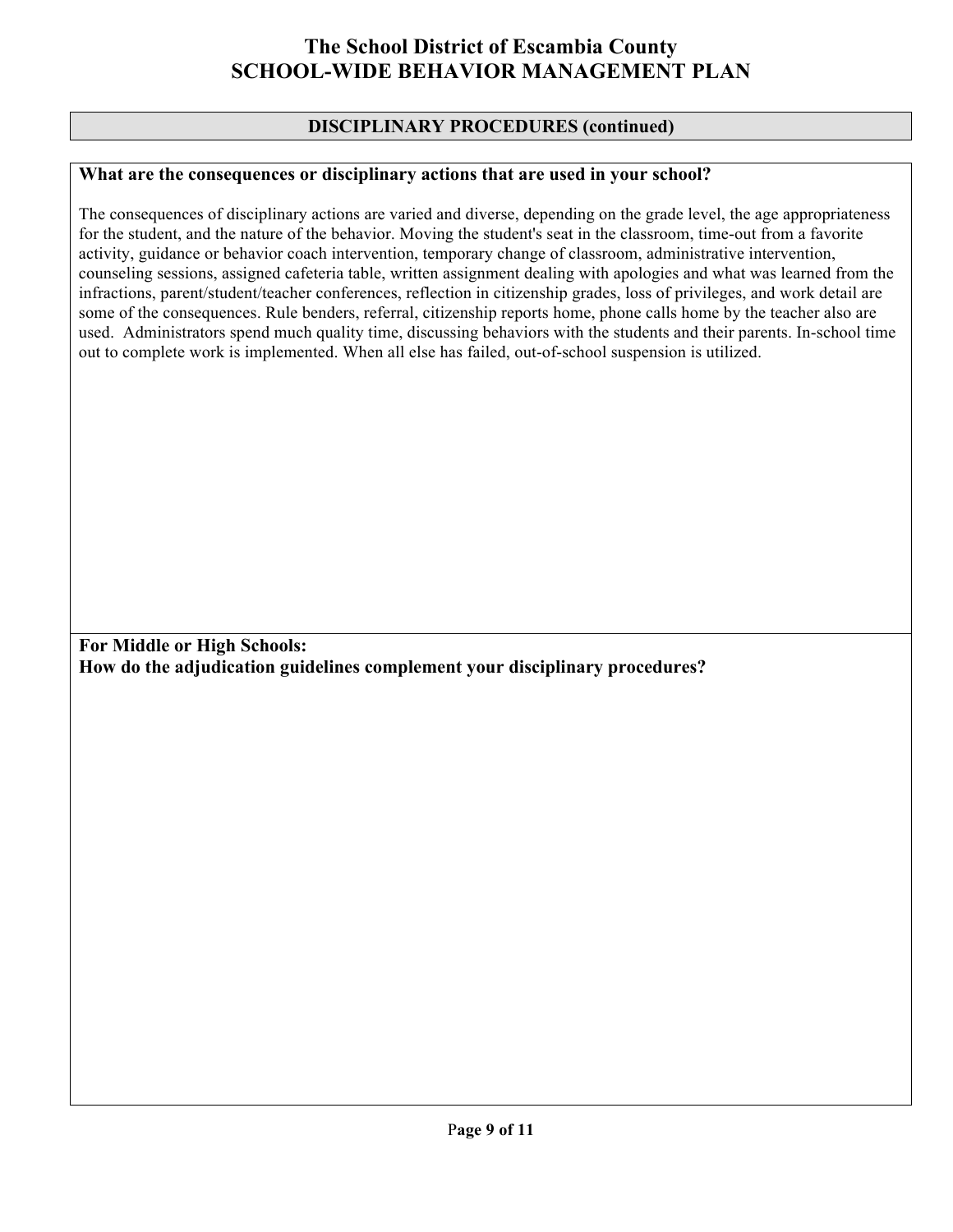# The School District of Escambia County
# SCHOOL-WIDE BEHAVIOR MANAGEMENT PLAN

## DISCIPLINARY PROCEDURES (continued)

**What are the consequences or disciplinary actions that are used in your school?**

The consequences of disciplinary actions are varied and diverse, depending on the grade level, the age appropriateness for the student, and the nature of the behavior. Moving the student's seat in the classroom, time-out from a favorite activity, guidance or behavior coach intervention, temporary change of classroom, administrative intervention, counseling sessions, assigned cafeteria table, written assignment dealing with apologies and what was learned from the infractions, parent/student/teacher conferences, reflection in citizenship grades, loss of privileges, and work detail are some of the consequences. Rule benders, referral, citizenship reports home, phone calls home by the teacher also are used. Administrators spend much quality time, discussing behaviors with the students and their parents. In-school time out to complete work is implemented. When all else has failed, out-of-school suspension is utilized.

**For Middle or High Schools:**
**How do the adjudication guidelines complement your disciplinary procedures?**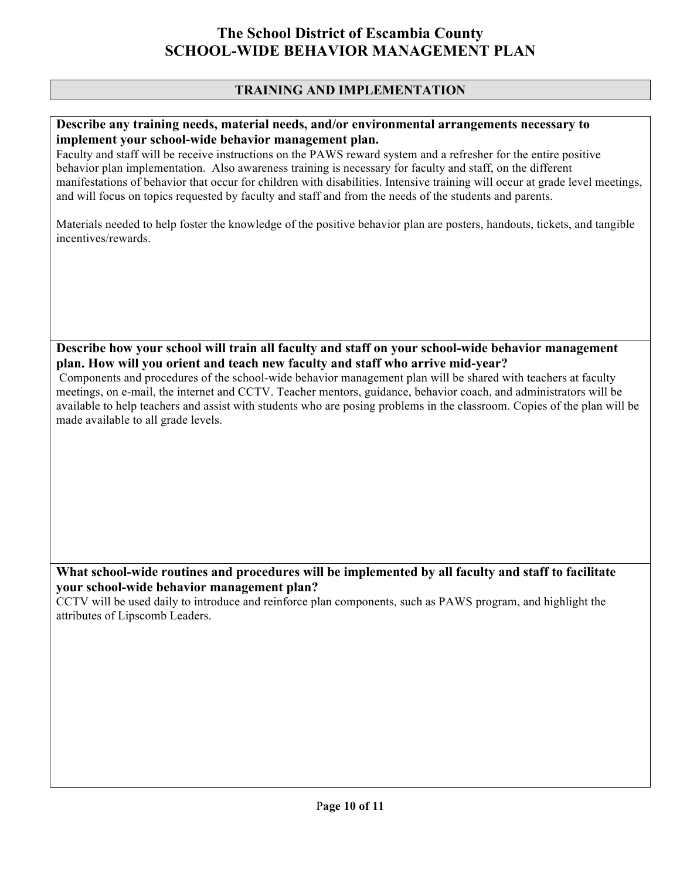# The School District of Escambia County
# SCHOOL-WIDE BEHAVIOR MANAGEMENT PLAN

## TRAINING AND IMPLEMENTATION

**Describe any training needs, material needs, and/or environmental arrangements necessary to implement your school-wide behavior management plan.**

Faculty and staff will be receive instructions on the PAWS reward system and a refresher for the entire positive behavior plan implementation. Also awareness training is necessary for faculty and staff, on the different manifestations of behavior that occur for children with disabilities. Intensive training will occur at grade level meetings, and will focus on topics requested by faculty and staff and from the needs of the students and parents.

Materials needed to help foster the knowledge of the positive behavior plan are posters, handouts, tickets, and tangible incentives/rewards.

**Describe how your school will train all faculty and staff on your school-wide behavior management plan. How will you orient and teach new faculty and staff who arrive mid-year?**

Components and procedures of the school-wide behavior management plan will be shared with teachers at faculty meetings, on e-mail, the internet and CCTV. Teacher mentors, guidance, behavior coach, and administrators will be available to help teachers and assist with students who are posing problems in the classroom. Copies of the plan will be made available to all grade levels.

**What school-wide routines and procedures will be implemented by all faculty and staff to facilitate your school-wide behavior management plan?**

CCTV will be used daily to introduce and reinforce plan components, such as PAWS program, and highlight the attributes of Lipscomb Leaders.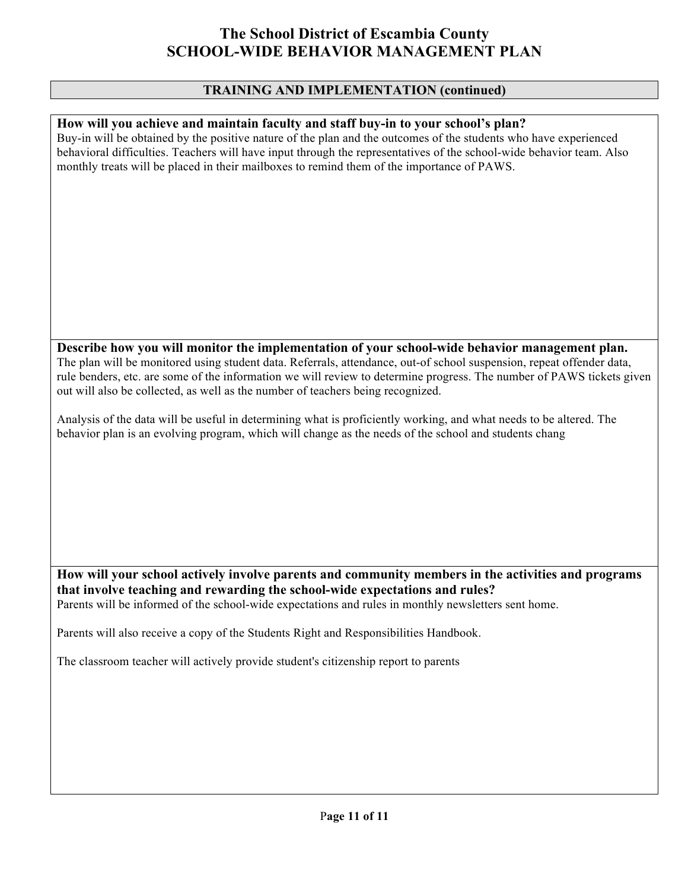# The School District of Escambia County
# SCHOOL-WIDE BEHAVIOR MANAGEMENT PLAN

## TRAINING AND IMPLEMENTATION (continued)

**How will you achieve and maintain faculty and staff buy-in to your school's plan?**

Buy-in will be obtained by the positive nature of the plan and the outcomes of the students who have experienced behavioral difficulties. Teachers will have input through the representatives of the school-wide behavior team. Also monthly treats will be placed in their mailboxes to remind them of the importance of PAWS.

**Describe how you will monitor the implementation of your school-wide behavior management plan.**

The plan will be monitored using student data. Referrals, attendance, out-of school suspension, repeat offender data, rule benders, etc. are some of the information we will review to determine progress. The number of PAWS tickets given out will also be collected, as well as the number of teachers being recognized.

Analysis of the data will be useful in determining what is proficiently working, and what needs to be altered. The behavior plan is an evolving program, which will change as the needs of the school and students chang

**How will your school actively involve parents and community members in the activities and programs that involve teaching and rewarding the school-wide expectations and rules?**

Parents will be informed of the school-wide expectations and rules in monthly newsletters sent home.

Parents will also receive a copy of the Students Right and Responsibilities Handbook.

The classroom teacher will actively provide student's citizenship report to parents